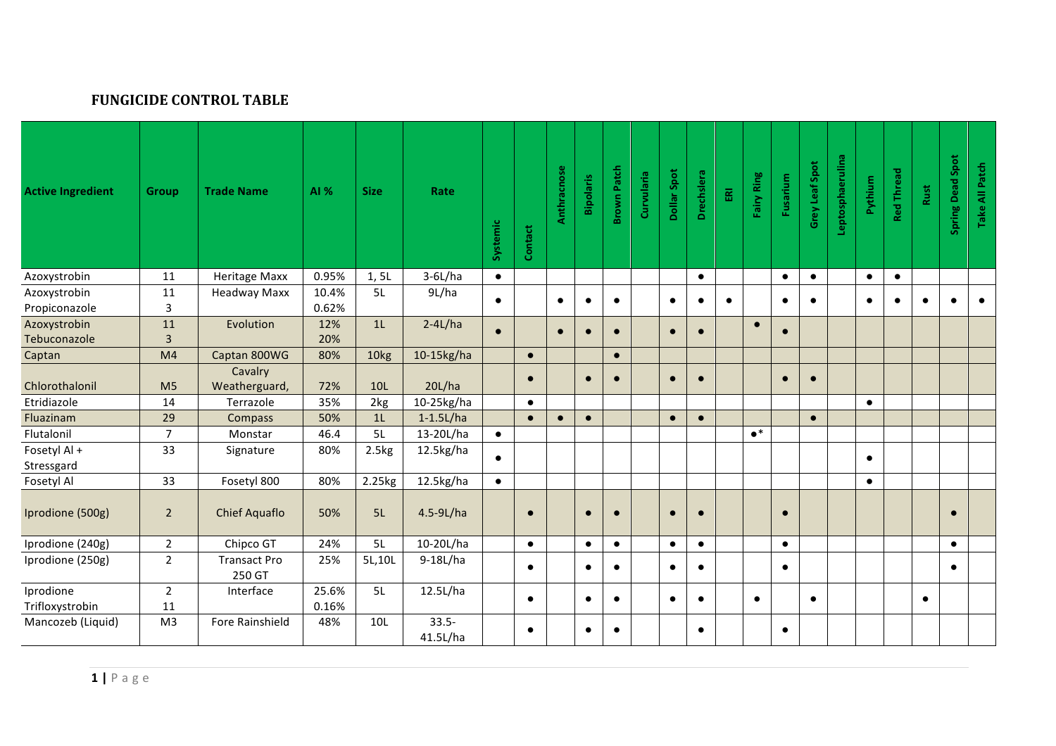## FUNGICIDE CONTROL TABLE

| Active Ingredient | Group | Trade Name | AI % | Size | Rate | Systemic | Contact | Anthracnose | Bipolaris | Brown Patch | Curvularia | Dollar Spot | Drechslera | ERI | Fairy Ring | Fusarium | Grey Leaf Spot | Leptosphaerulina | Pythium | Red Thread | Rust | Spring Dead Spot | Take All Patch |
|---|---|---|---|---|---|---|---|---|---|---|---|---|---|---|---|---|---|---|---|---|---|---|---|
| Azoxystrobin | 11 | Heritage Maxx | 0.95% | 1, 5L | 3-6L/ha | ● | | | | | | | ● | | | ● | ● | | ● | ● | | | |
| Azoxystrobin<br>Propiconazole | 11<br>3 | Headway Maxx | 10.4%<br>0.62% | 5L | 9L/ha | ● | | ● | ● | ● | | ● | ● | ● | | ● | ● | | ● | ● | ● | ● | ● |
| Azoxystrobin<br>Tebuconazole | 11<br>3 | Evolution | 12%<br>20% | 1L | 2-4L/ha | ● | | ● | ● | ● | | ● | ● | | ● | ● | | | | | | | |
| Captan | M4 | Captan 800WG | 80% | 10kg | 10-15kg/ha | | ● | | | ● | | | | | | | | | | | | | |
| Chlorothalonil | M5 | Cavalry Weatherguard, | 72% | 10L | 20L/ha | | ● | | ● | ● | | ● | ● | | | ● | ● | | | | | | |
| Etridiazole | 14 | Terrazole | 35% | 2kg | 10-25kg/ha | | ● | | | | | | | | | | | | ● | | | | |
| Fluazinam | 29 | Compass | 50% | 1L | 1-1.5L/ha | | ● | ● | ● | | | ● | ● | | | | ● | | | | | | |
| Flutalonil | 7 | Monstar | 46.4 | 5L | 13-20L/ha | ● | | | | | | | | | ●* | | | | | | | | |
| Fosetyl Al +<br>Stressgard | 33 | Signature | 80% | 2.5kg | 12.5kg/ha | ● | | | | | | | | | | | | | ● | | | | |
| Fosetyl Al | 33 | Fosetyl 800 | 80% | 2.25kg | 12.5kg/ha | ● | | | | | | | | | | | | | ● | | | | |
| Iprodione (500g) | 2 | Chief Aquaflo | 50% | 5L | 4.5-9L/ha | | ● | | ● | ● | | ● | ● | | | ● | | | | | | ● | |
| Iprodione (240g) | 2 | Chipco GT | 24% | 5L | 10-20L/ha | | ● | | ● | ● | | ● | ● | | | ● | | | | | | ● | |
| Iprodione (250g) | 2 | Transact Pro 250 GT | 25% | 5L,10L | 9-18L/ha | | ● | | ● | ● | | ● | ● | | | ● | | | | | | ● | |
| Iprodione<br>Trifloxystrobin | 2<br>11 | Interface | 25.6%<br>0.16% | 5L | 12.5L/ha | | ● | | ● | ● | | ● | ● | | ● | | ● | | | | ● | | |
| Mancozeb (Liquid) | M3 | Fore Rainshield | 48% | 10L | 33.5-41.5L/ha | | ● | | ● | ● | | | ● | | | ● | | | | | | | |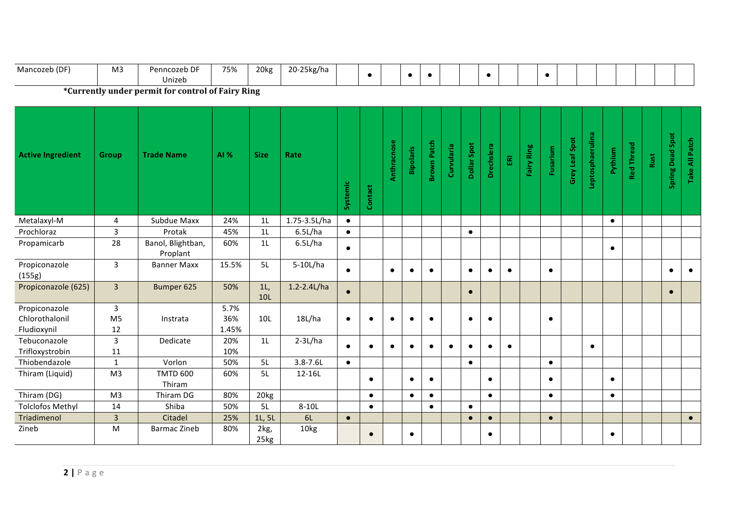| | | | | | | | | | | | | | | | | | | | | | | | |
|---|---|---|---|---|---|---|---|---|---|---|---|---|---|---|---|---|---|---|---|---|---|---|---|
| Mancozeb (DF) | M3 | Penncozeb DF Unizeb | 75% | 20kg | 20-25kg/ha | | ● | | ● | ● | | | ● | | | ● | | | | | | | |

**\*Currently under permit for control of Fairy Ring**

| Active Ingredient | Group | Trade Name | AI % | Size | Rate | Systemic | Contact | Anthracnose | Bipolaris | Brown Patch | Curvularia | Dollar Spot | Drechslera | ERI | Fairy Ring | Fusarium | Grey Leaf Spot | Leptosphaerulina | Pythium | Red Thread | Rust | Spring Dead Spot | Take All Patch |
|---|---|---|---|---|---|---|---|---|---|---|---|---|---|---|---|---|---|---|---|---|---|---|---|
| Metalaxyl-M | 4 | Subdue Maxx | 24% | 1L | 1.75-3.5L/ha | ● | | | | | | | | | | | | | ● | | | | |
| Prochloraz | 3 | Protak | 45% | 1L | 6.5L/ha | ● | | | | | | ● | | | | | | | | | | | |
| Propamicarb | 28 | Banol, Blightban, Proplant | 60% | 1L | 6.5L/ha | ● | | | | | | | | | | | | | ● | | | | |
| Propiconazole (155g) | 3 | Banner Maxx | 15.5% | 5L | 5-10L/ha | ● | | ● | ● | ● | | ● | ● | ● | | ● | | | | | | ● | ● |
| Propiconazole (625) | 3 | Bumper 625 | 50% | 1L, 10L | 1.2-2.4L/ha | ● | | | | | | ● | | | | | | | | | | ● | |
| Propiconazole Chlorothalonil Fludioxynil | 3 M5 12 | Instrata | 5.7% 36% 1.45% | 10L | 18L/ha | ● | ● | ● | ● | ● | | ● | ● | | | ● | | | | | | | |
| Tebuconazole Trifloxystrobin | 3 11 | Dedicate | 20% 10% | 1L | 2-3L/ha | ● | ● | ● | ● | ● | ● | ● | ● | ● | | | | ● | | | | | |
| Thiobendazole | 1 | Vorlon | 50% | 5L | 3.8-7.6L | ● | | | | | | ● | | | | ● | | | | | | | |
| Thiram (Liquid) | M3 | TMTD 600 Thiram | 60% | 5L | 12-16L | | ● | | ● | ● | | | ● | | | ● | | | ● | | | | |
| Thiram (DG) | M3 | Thiram DG | 80% | 20kg | | | ● | | ● | ● | | | ● | | | ● | | | ● | | | | |
| Tolclofos Methyl | 14 | Shiba | 50% | 5L | 8-10L | | ● | | | ● | | ● | | | | | | | | | | | |
| Triadimenol | 3 | Citadel | 25% | 1L, 5L | 6L | ● | | | | | | ● | ● | | | ● | | | | | | | ● |
| Zineb | M | Barmac Zineb | 80% | 2kg, 25kg | 10kg | | ● | | ● | | | | ● | | | | | | ● | | | | |